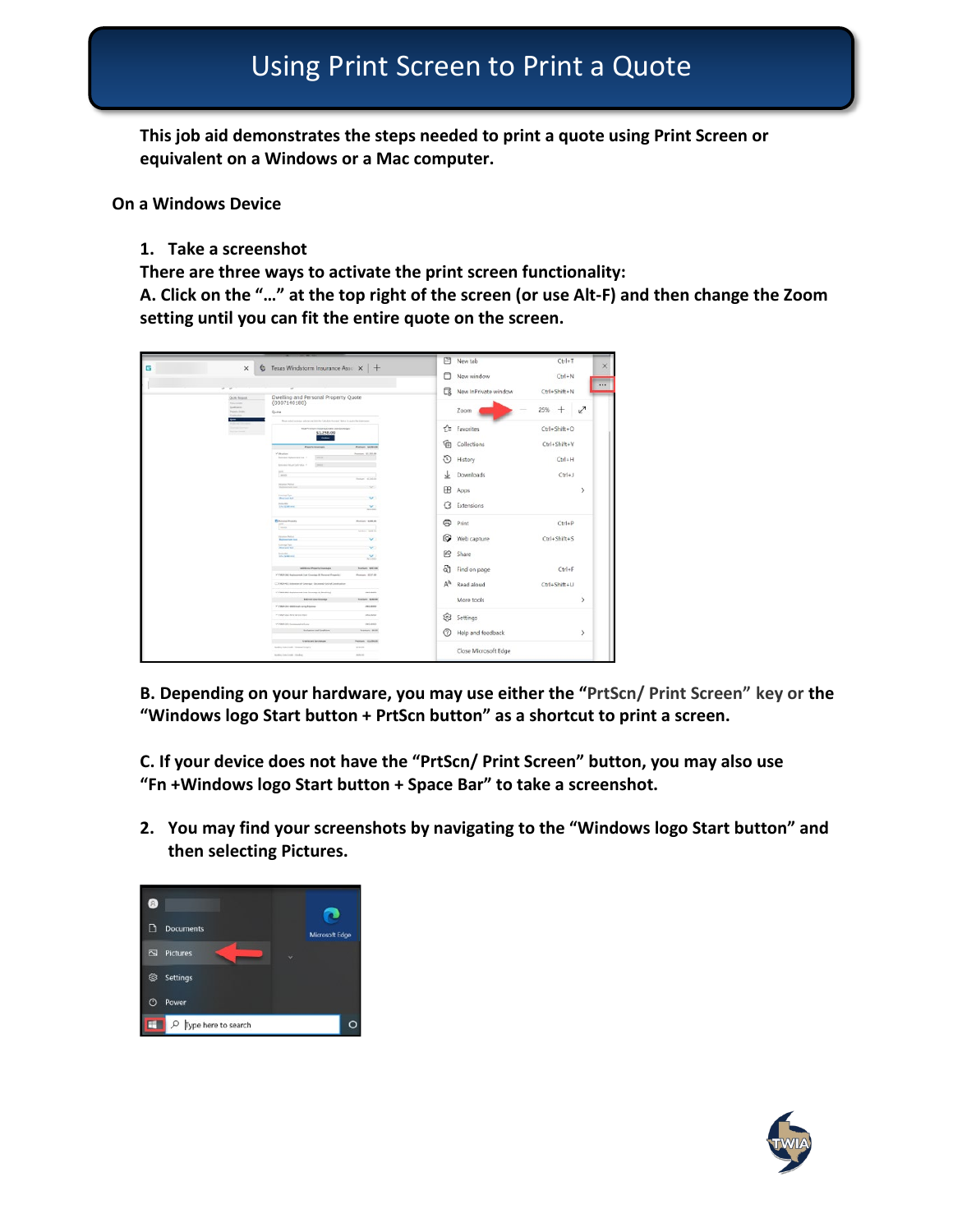# Using Print Screen to Print a Quote

**This job aid demonstrates the steps needed to print a quote using Print Screen or equivalent on a Windows or a Mac computer.**

**On a Windows Device**

1. **Take a screenshot**

**There are three ways to activate the print screen functionality:**

**A. Click on the "…" at the top right of the screen (or use Alt-F) and then change the Zoom setting until you can fit the entire quote on the screen.**

**B. Depending on your hardware, you may use either the "PrtScn/ Print Screen" key or the "Windows logo Start button + PrtScn button" as a shortcut to print a screen.**

**C. If your device does not have the "PrtScn/ Print Screen" button, you may also use "Fn +Windows logo Start button + Space Bar" to take a screenshot.**

2. **You may find your screenshots by navigating to the "Windows logo Start button" and then selecting Pictures.**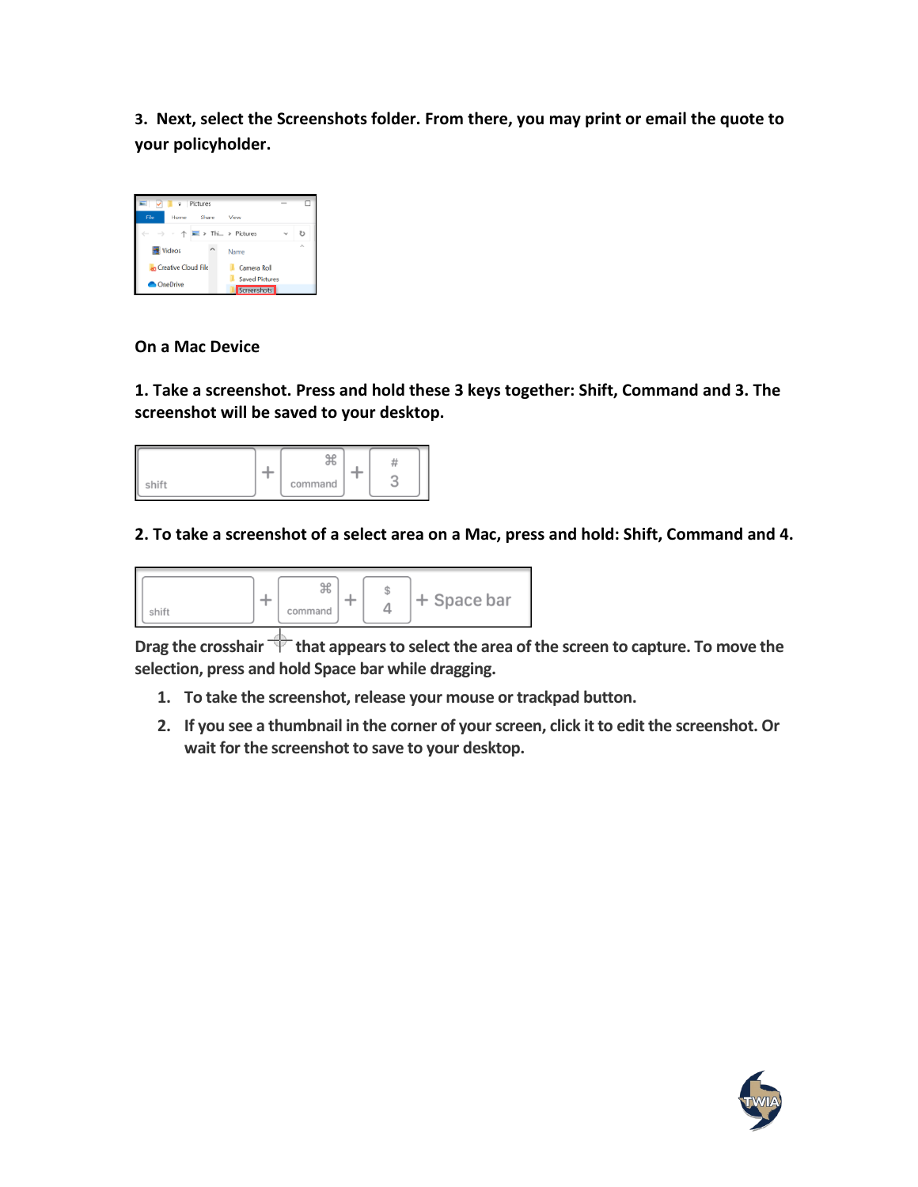**3. Next, select the Screenshots folder. From there, you may print or email the quote to your policyholder.**

**On a Mac Device**

**1. Take a screenshot. Press and hold these 3 keys together: Shift, Command and 3. The screenshot will be saved to your desktop.**

**2. To take a screenshot of a select area on a Mac, press and hold: Shift, Command and 4.**

**Drag the crosshair that appears to select the area of the screen to capture. To move the selection, press and hold Space bar while dragging.**

1. **To take the screenshot, release your mouse or trackpad button.**
2. **If you see a thumbnail in the corner of your screen, click it to edit the screenshot. Or wait for the screenshot to save to your desktop.**